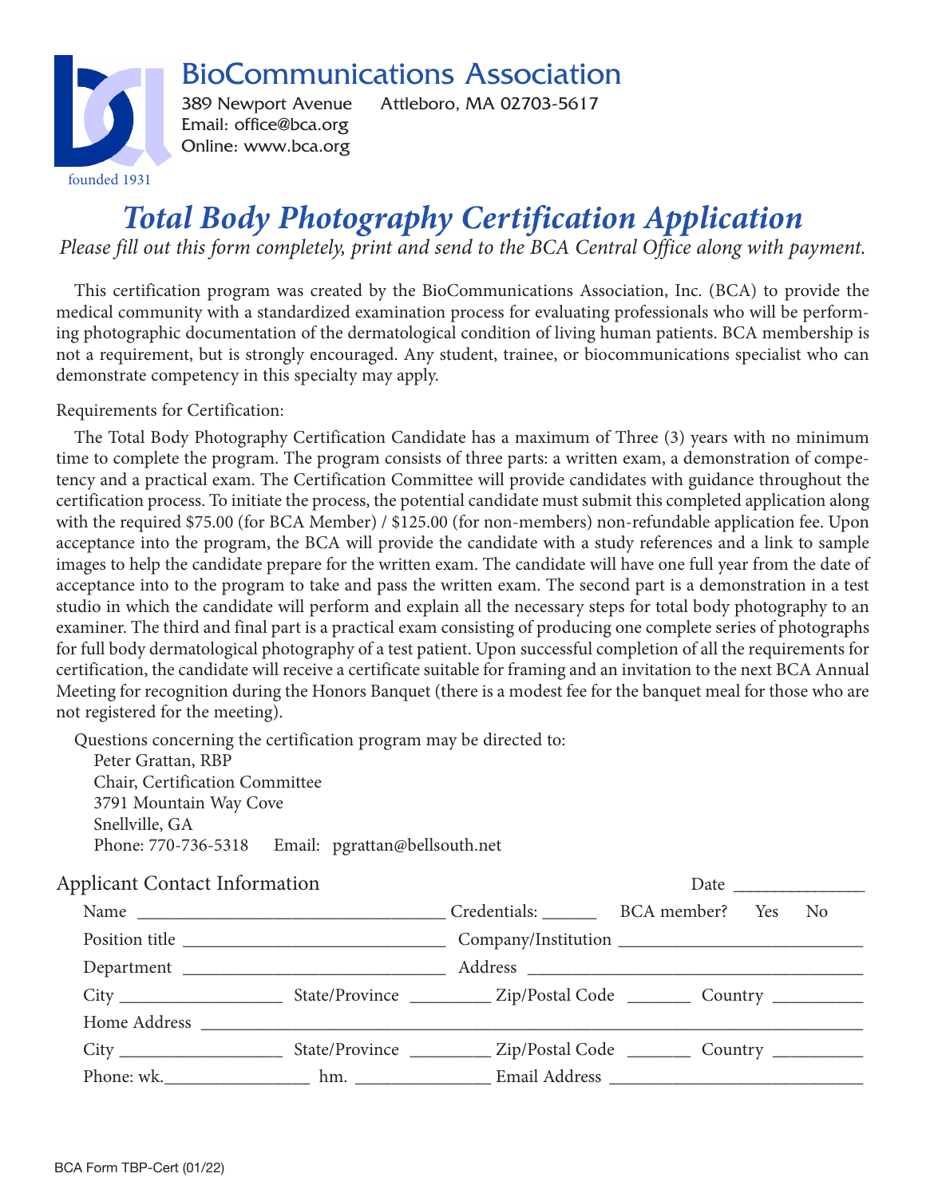# BioCommunications Association

389 Newport Avenue    Attleboro, MA 02703-5617
Email: office@bca.org
Online: www.bca.org

founded 1931

# *Total Body Photography Certification Application*

*Please fill out this form completely, print and send to the BCA Central Office along with payment.*

This certification program was created by the BioCommunications Association, Inc. (BCA) to provide the medical community with a standardized examination process for evaluating professionals who will be performing photographic documentation of the dermatological condition of living human patients. BCA membership is not a requirement, but is strongly encouraged. Any student, trainee, or biocommunications specialist who can demonstrate competency in this specialty may apply.

Requirements for Certification:

The Total Body Photography Certification Candidate has a maximum of Three (3) years with no minimum time to complete the program. The program consists of three parts: a written exam, a demonstration of competency and a practical exam. The Certification Committee will provide candidates with guidance throughout the certification process. To initiate the process, the potential candidate must submit this completed application along with the required $75.00 (for BCA Member) / $125.00 (for non-members) non-refundable application fee. Upon acceptance into the program, the BCA will provide the candidate with a study references and a link to sample images to help the candidate prepare for the written exam. The candidate will have one full year from the date of acceptance into to the program to take and pass the written exam. The second part is a demonstration in a test studio in which the candidate will perform and explain all the necessary steps for total body photography to an examiner. The third and final part is a practical exam consisting of producing one complete series of photographs for full body dermatological photography of a test patient. Upon successful completion of all the requirements for certification, the candidate will receive a certificate suitable for framing and an invitation to the next BCA Annual Meeting for recognition during the Honors Banquet (there is a modest fee for the banquet meal for those who are not registered for the meeting).

Questions concerning the certification program may be directed to:
Peter Grattan, RBP
Chair, Certification Committee
3791 Mountain Way Cove
Snellville, GA
Phone: 770-736-5318    Email: pgrattan@bellsouth.net

## Applicant Contact Information

Date _______________

Name ___________________________________ Credentials: ______ BCA member? Yes No

Position title ______________________________ Company/Institution ____________________________

Department ______________________________ Address ________________________________________

City ___________________ State/Province _________ Zip/Postal Code _______ Country __________

Home Address ____________________________________________________________________________

City ___________________ State/Province _________ Zip/Postal Code _______ Country __________

Phone: wk.________________ hm. _______________ Email Address _____________________________

BCA Form TBP-Cert (01/22)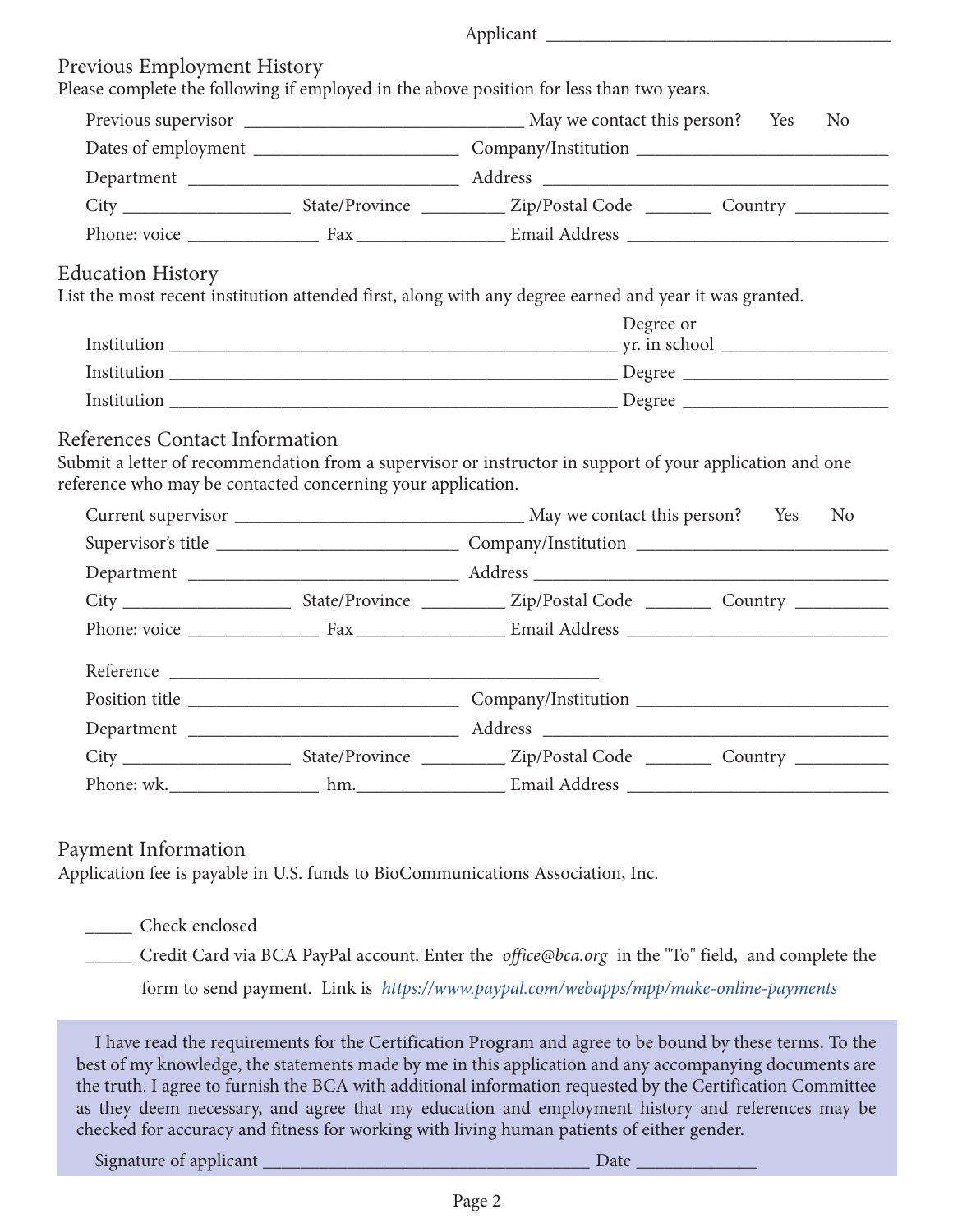Applicant ______________________________________

## Previous Employment History

Please complete the following if employed in the above position for less than two years.

Previous supervisor ______________________________ May we contact this person? Yes No

Dates of employment ______________________ Company/Institution ___________________________

Department ______________________________ Address ______________________________________

City __________________ State/Province _________ Zip/Postal Code _______ Country __________

Phone: voice ______________ Fax ________________ Email Address ____________________________

## Education History

List the most recent institution attended first, along with any degree earned and year it was granted.

Institution ________________________________________________ Degree or yr. in school __________________

Institution ________________________________________________ Degree ______________________

Institution ________________________________________________ Degree ______________________

## References Contact Information

Submit a letter of recommendation from a supervisor or instructor in support of your application and one reference who may be contacted concerning your application.

Current supervisor _______________________________ May we contact this person? Yes No

Supervisor's title ___________________________ Company/Institution ___________________________

Department ______________________________ Address ______________________________________

City __________________ State/Province _________ Zip/Postal Code _______ Country __________

Phone: voice ______________ Fax ________________ Email Address ____________________________

Reference _______________________________________________

Position title ______________________________ Company/Institution ___________________________

Department ______________________________ Address ______________________________________

City __________________ State/Province _________ Zip/Postal Code _______ Country __________

Phone: wk.________________ hm.________________ Email Address ____________________________

## Payment Information

Application fee is payable in U.S. funds to BioCommunications Association, Inc.

_____ Check enclosed

_____ Credit Card via BCA PayPal account. Enter the *office@bca.org* in the "To" field, and complete the form to send payment. Link is *https://www.paypal.com/webapps/mpp/make-online-payments*

I have read the requirements for the Certification Program and agree to be bound by these terms. To the best of my knowledge, the statements made by me in this application and any accompanying documents are the truth. I agree to furnish the BCA with additional information requested by the Certification Committee as they deem necessary, and agree that my education and employment history and references may be checked for accuracy and fitness for working with living human patients of either gender.

Signature of applicant ____________________________________ Date _____________